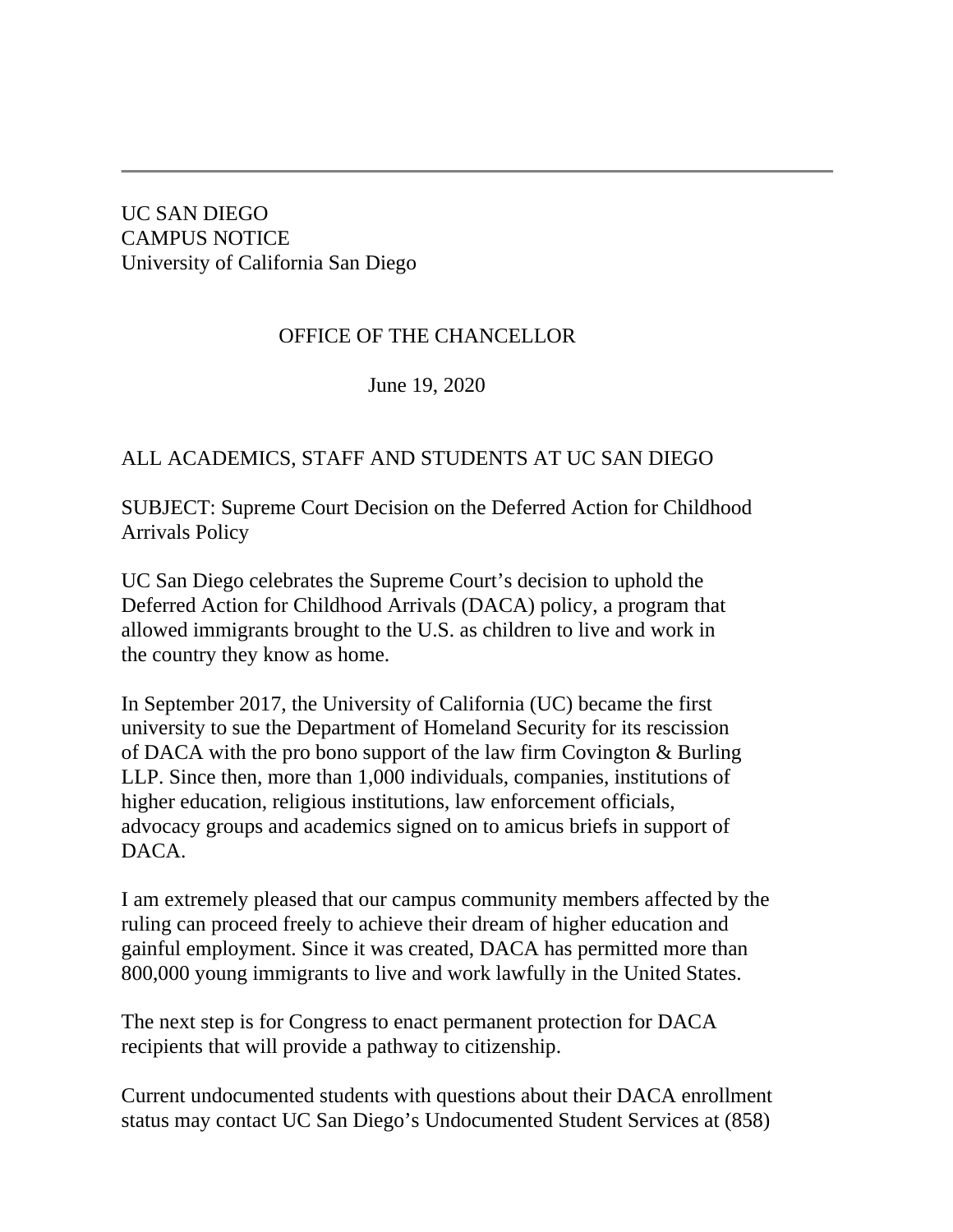---

UC SAN DIEGO
CAMPUS NOTICE
University of California San Diego

OFFICE OF THE CHANCELLOR

June 19, 2020

ALL ACADEMICS, STAFF AND STUDENTS AT UC SAN DIEGO

SUBJECT: Supreme Court Decision on the Deferred Action for Childhood Arrivals Policy

UC San Diego celebrates the Supreme Court's decision to uphold the Deferred Action for Childhood Arrivals (DACA) policy, a program that allowed immigrants brought to the U.S. as children to live and work in the country they know as home.

In September 2017, the University of California (UC) became the first university to sue the Department of Homeland Security for its rescission of DACA with the pro bono support of the law firm Covington & Burling LLP. Since then, more than 1,000 individuals, companies, institutions of higher education, religious institutions, law enforcement officials, advocacy groups and academics signed on to amicus briefs in support of DACA.

I am extremely pleased that our campus community members affected by the ruling can proceed freely to achieve their dream of higher education and gainful employment. Since it was created, DACA has permitted more than 800,000 young immigrants to live and work lawfully in the United States.

The next step is for Congress to enact permanent protection for DACA recipients that will provide a pathway to citizenship.

Current undocumented students with questions about their DACA enrollment status may contact UC San Diego's Undocumented Student Services at (858)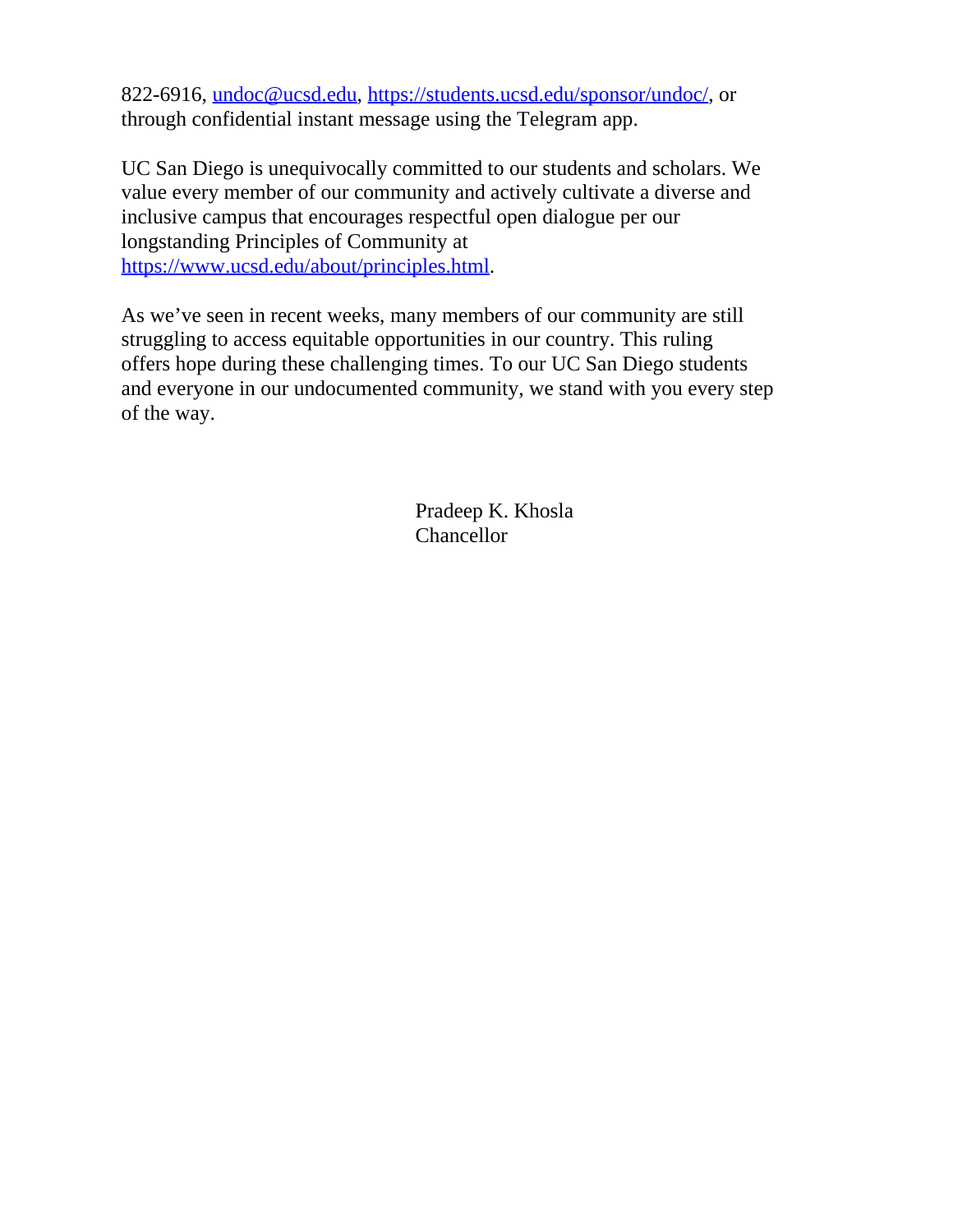822-6916, undoc@ucsd.edu, https://students.ucsd.edu/sponsor/undoc/, or through confidential instant message using the Telegram app.

UC San Diego is unequivocally committed to our students and scholars. We value every member of our community and actively cultivate a diverse and inclusive campus that encourages respectful open dialogue per our longstanding Principles of Community at https://www.ucsd.edu/about/principles.html.

As we've seen in recent weeks, many members of our community are still struggling to access equitable opportunities in our country. This ruling offers hope during these challenging times. To our UC San Diego students and everyone in our undocumented community, we stand with you every step of the way.

Pradeep K. Khosla
Chancellor